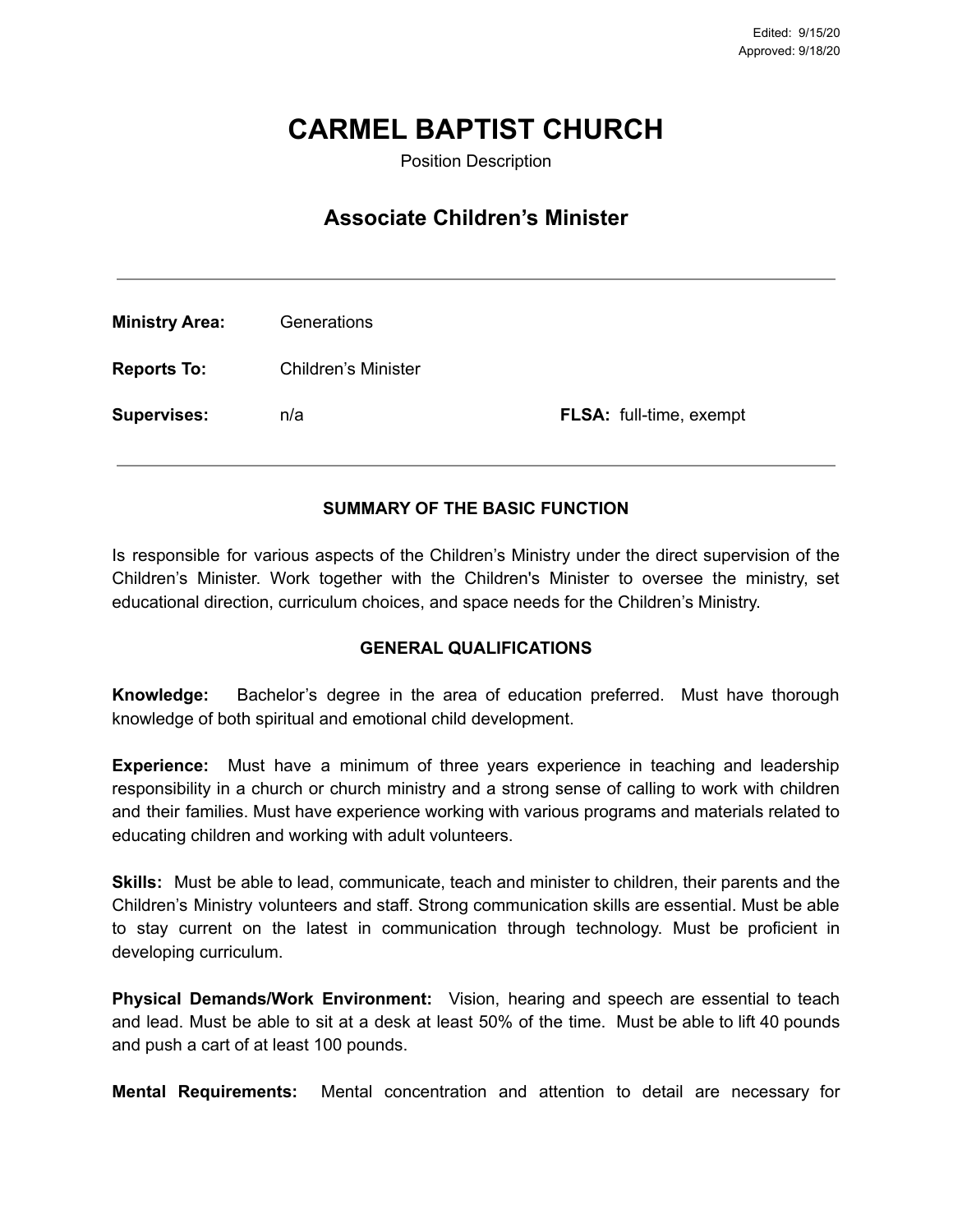Edited: 9/15/20
Approved: 9/18/20

# CARMEL BAPTIST CHURCH

Position Description

## Associate Children's Minister

---

**Ministry Area:** Generations

**Reports To:** Children's Minister

**Supervises:** n/a **FLSA:** full-time, exempt

---

### SUMMARY OF THE BASIC FUNCTION

Is responsible for various aspects of the Children's Ministry under the direct supervision of the Children's Minister. Work together with the Children's Minister to oversee the ministry, set educational direction, curriculum choices, and space needs for the Children's Ministry.

### GENERAL QUALIFICATIONS

**Knowledge:** Bachelor's degree in the area of education preferred. Must have thorough knowledge of both spiritual and emotional child development.

**Experience:** Must have a minimum of three years experience in teaching and leadership responsibility in a church or church ministry and a strong sense of calling to work with children and their families. Must have experience working with various programs and materials related to educating children and working with adult volunteers.

**Skills:** Must be able to lead, communicate, teach and minister to children, their parents and the Children's Ministry volunteers and staff. Strong communication skills are essential. Must be able to stay current on the latest in communication through technology. Must be proficient in developing curriculum.

**Physical Demands/Work Environment:** Vision, hearing and speech are essential to teach and lead. Must be able to sit at a desk at least 50% of the time. Must be able to lift 40 pounds and push a cart of at least 100 pounds.

**Mental Requirements:** Mental concentration and attention to detail are necessary for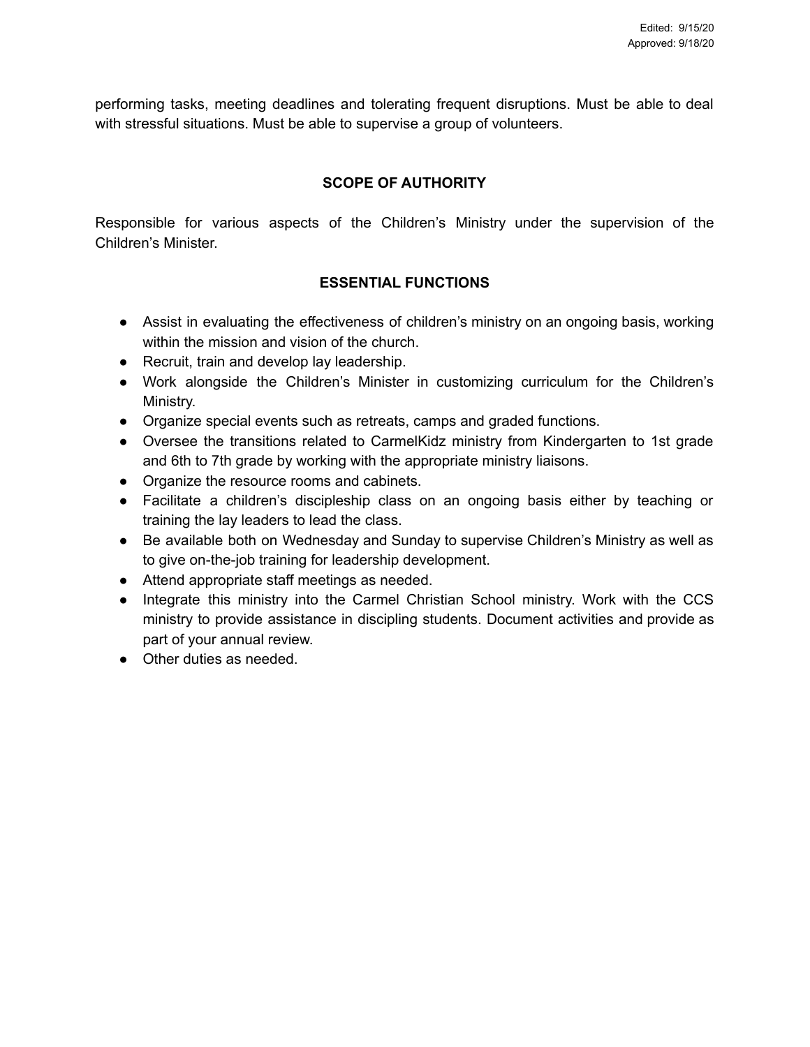performing tasks, meeting deadlines and tolerating frequent disruptions. Must be able to deal with stressful situations. Must be able to supervise a group of volunteers.

## SCOPE OF AUTHORITY

Responsible for various aspects of the Children's Ministry under the supervision of the Children's Minister.

## ESSENTIAL FUNCTIONS

- Assist in evaluating the effectiveness of children's ministry on an ongoing basis, working within the mission and vision of the church.
- Recruit, train and develop lay leadership.
- Work alongside the Children's Minister in customizing curriculum for the Children's Ministry.
- Organize special events such as retreats, camps and graded functions.
- Oversee the transitions related to CarmelKidz ministry from Kindergarten to 1st grade and 6th to 7th grade by working with the appropriate ministry liaisons.
- Organize the resource rooms and cabinets.
- Facilitate a children's discipleship class on an ongoing basis either by teaching or training the lay leaders to lead the class.
- Be available both on Wednesday and Sunday to supervise Children's Ministry as well as to give on-the-job training for leadership development.
- Attend appropriate staff meetings as needed.
- Integrate this ministry into the Carmel Christian School ministry. Work with the CCS ministry to provide assistance in discipling students. Document activities and provide as part of your annual review.
- Other duties as needed.